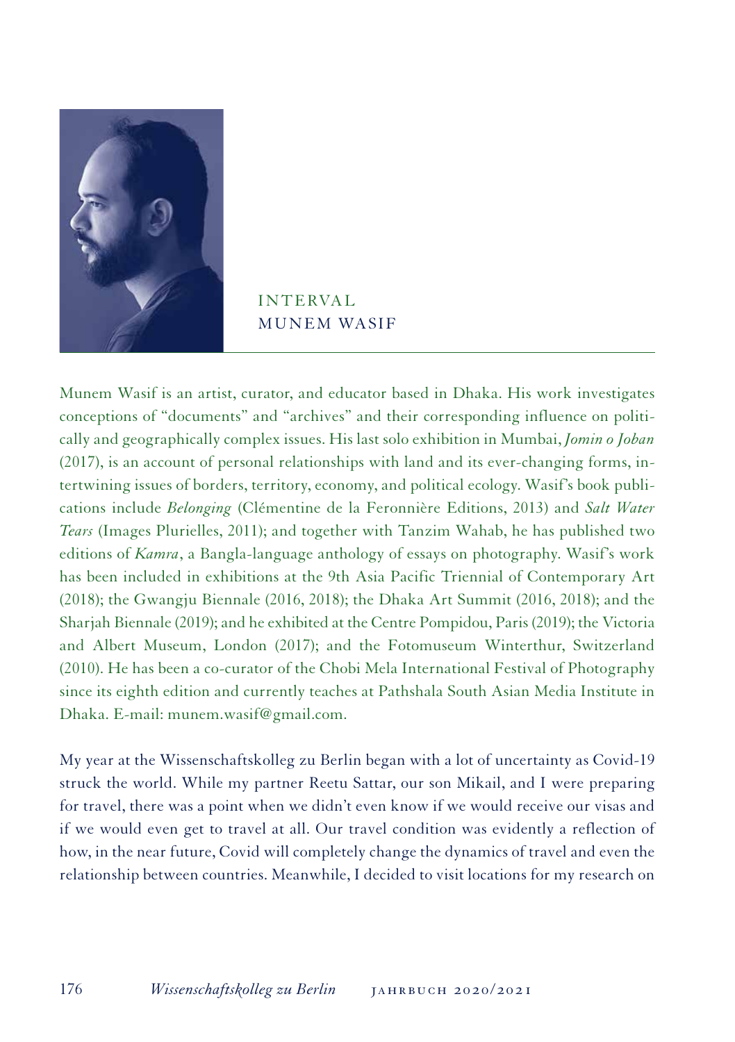# INTERVAL
## MUNEM WASIF

Munem Wasif is an artist, curator, and educator based in Dhaka. His work investigates conceptions of "documents" and "archives" and their corresponding influence on politically and geographically complex issues. His last solo exhibition in Mumbai, *Jomin o Joban* (2017), is an account of personal relationships with land and its ever-changing forms, intertwining issues of borders, territory, economy, and political ecology. Wasif's book publications include *Belonging* (Clémentine de la Feronnière Editions, 2013) and *Salt Water Tears* (Images Plurielles, 2011); and together with Tanzim Wahab, he has published two editions of *Kamra*, a Bangla-language anthology of essays on photography. Wasif's work has been included in exhibitions at the 9th Asia Pacific Triennial of Contemporary Art (2018); the Gwangju Biennale (2016, 2018); the Dhaka Art Summit (2016, 2018); and the Sharjah Biennale (2019); and he exhibited at the Centre Pompidou, Paris (2019); the Victoria and Albert Museum, London (2017); and the Fotomuseum Winterthur, Switzerland (2010). He has been a co-curator of the Chobi Mela International Festival of Photography since its eighth edition and currently teaches at Pathshala South Asian Media Institute in Dhaka. E-mail: munem.wasif@gmail.com.

My year at the Wissenschaftskolleg zu Berlin began with a lot of uncertainty as Covid-19 struck the world. While my partner Reetu Sattar, our son Mikail, and I were preparing for travel, there was a point when we didn't even know if we would receive our visas and if we would even get to travel at all. Our travel condition was evidently a reflection of how, in the near future, Covid will completely change the dynamics of travel and even the relationship between countries. Meanwhile, I decided to visit locations for my research on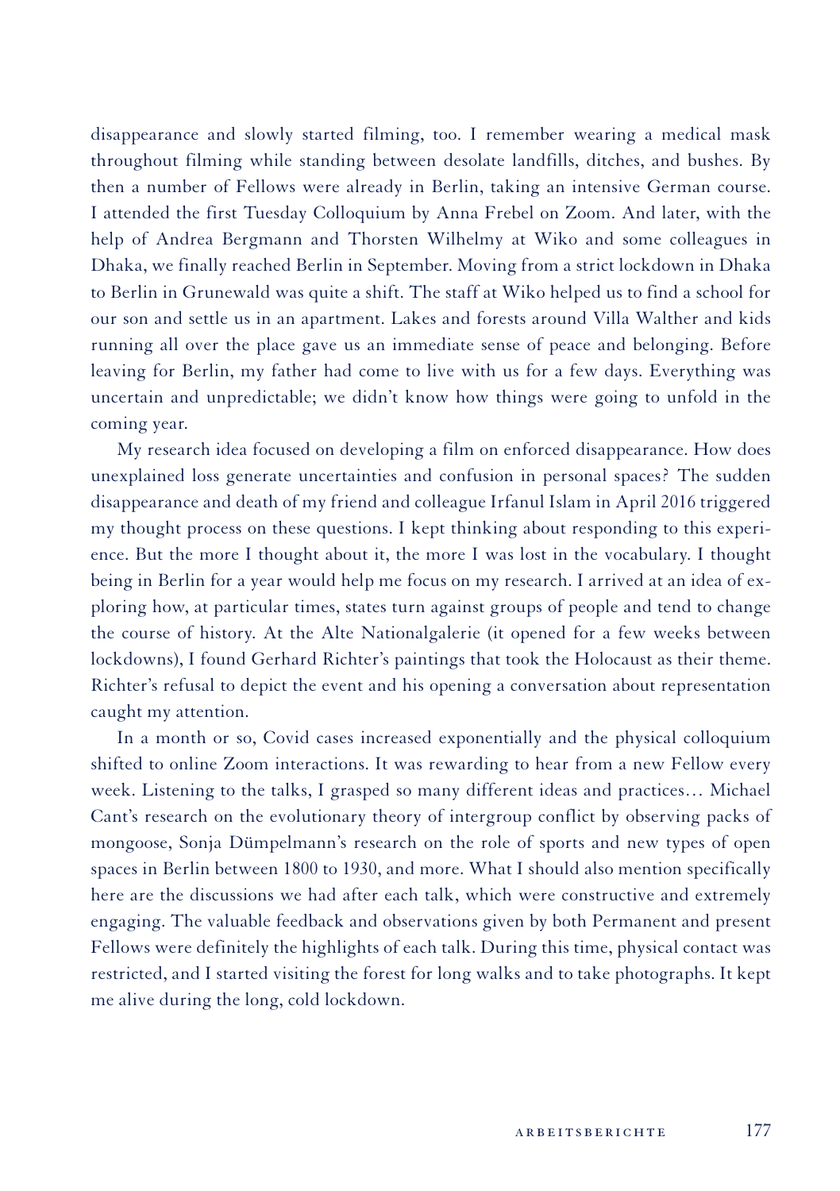disappearance and slowly started filming, too. I remember wearing a medical mask throughout filming while standing between desolate landfills, ditches, and bushes. By then a number of Fellows were already in Berlin, taking an intensive German course. I attended the first Tuesday Colloquium by Anna Frebel on Zoom. And later, with the help of Andrea Bergmann and Thorsten Wilhelmy at Wiko and some colleagues in Dhaka, we finally reached Berlin in September. Moving from a strict lockdown in Dhaka to Berlin in Grunewald was quite a shift. The staff at Wiko helped us to find a school for our son and settle us in an apartment. Lakes and forests around Villa Walther and kids running all over the place gave us an immediate sense of peace and belonging. Before leaving for Berlin, my father had come to live with us for a few days. Everything was uncertain and unpredictable; we didn't know how things were going to unfold in the coming year.

My research idea focused on developing a film on enforced disappearance. How does unexplained loss generate uncertainties and confusion in personal spaces? The sudden disappearance and death of my friend and colleague Irfanul Islam in April 2016 triggered my thought process on these questions. I kept thinking about responding to this experience. But the more I thought about it, the more I was lost in the vocabulary. I thought being in Berlin for a year would help me focus on my research. I arrived at an idea of exploring how, at particular times, states turn against groups of people and tend to change the course of history. At the Alte Nationalgalerie (it opened for a few weeks between lockdowns), I found Gerhard Richter's paintings that took the Holocaust as their theme. Richter's refusal to depict the event and his opening a conversation about representation caught my attention.

In a month or so, Covid cases increased exponentially and the physical colloquium shifted to online Zoom interactions. It was rewarding to hear from a new Fellow every week. Listening to the talks, I grasped so many different ideas and practices… Michael Cant's research on the evolutionary theory of intergroup conflict by observing packs of mongoose, Sonja Dümpelmann's research on the role of sports and new types of open spaces in Berlin between 1800 to 1930, and more. What I should also mention specifically here are the discussions we had after each talk, which were constructive and extremely engaging. The valuable feedback and observations given by both Permanent and present Fellows were definitely the highlights of each talk. During this time, physical contact was restricted, and I started visiting the forest for long walks and to take photographs. It kept me alive during the long, cold lockdown.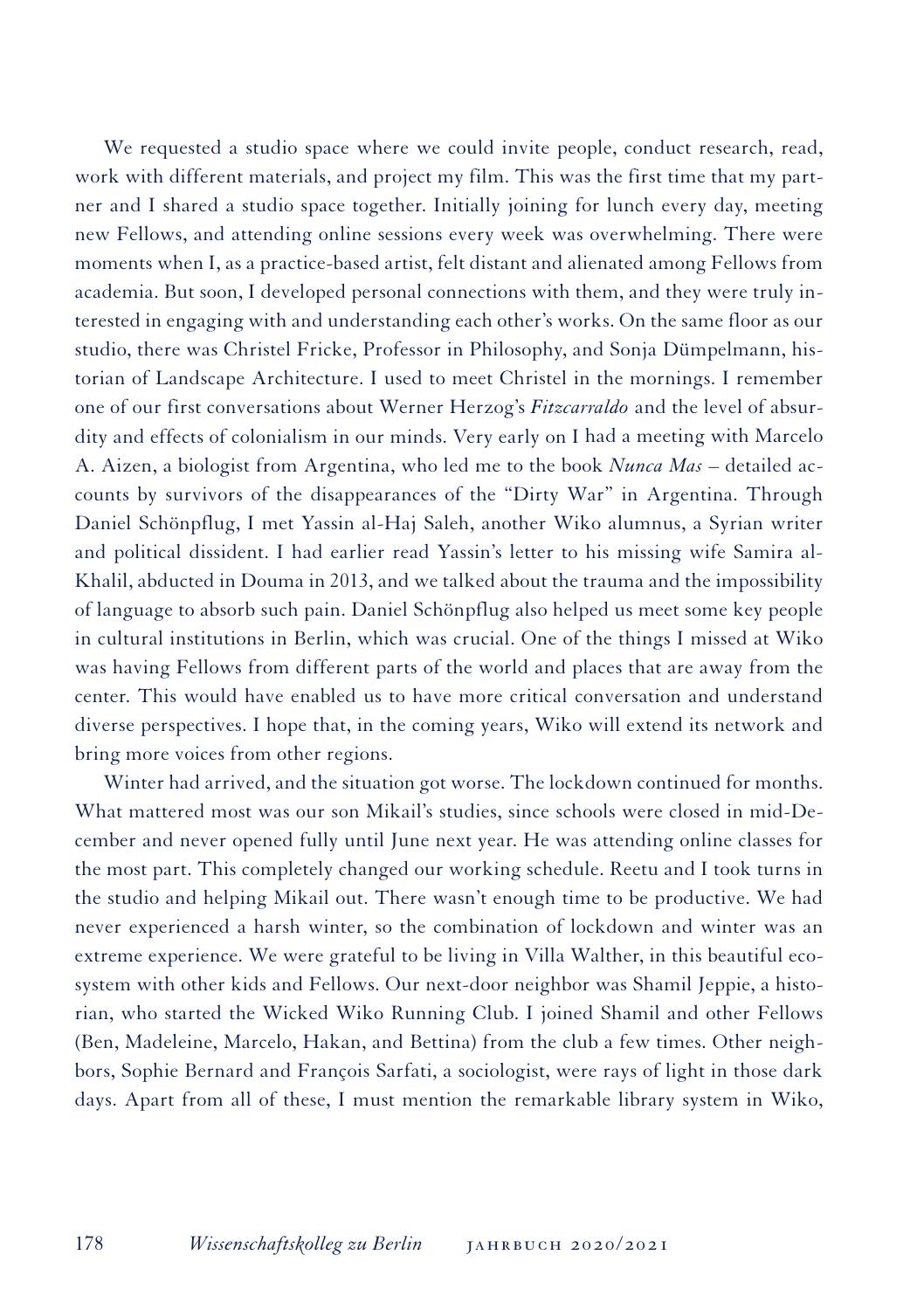We requested a studio space where we could invite people, conduct research, read, work with different materials, and project my film. This was the first time that my partner and I shared a studio space together. Initially joining for lunch every day, meeting new Fellows, and attending online sessions every week was overwhelming. There were moments when I, as a practice-based artist, felt distant and alienated among Fellows from academia. But soon, I developed personal connections with them, and they were truly interested in engaging with and understanding each other's works. On the same floor as our studio, there was Christel Fricke, Professor in Philosophy, and Sonja Dümpelmann, historian of Landscape Architecture. I used to meet Christel in the mornings. I remember one of our first conversations about Werner Herzog's *Fitzcarraldo* and the level of absurdity and effects of colonialism in our minds. Very early on I had a meeting with Marcelo A. Aizen, a biologist from Argentina, who led me to the book *Nunca Mas* – detailed accounts by survivors of the disappearances of the "Dirty War" in Argentina. Through Daniel Schönpflug, I met Yassin al-Haj Saleh, another Wiko alumnus, a Syrian writer and political dissident. I had earlier read Yassin's letter to his missing wife Samira al-Khalil, abducted in Douma in 2013, and we talked about the trauma and the impossibility of language to absorb such pain. Daniel Schönpflug also helped us meet some key people in cultural institutions in Berlin, which was crucial. One of the things I missed at Wiko was having Fellows from different parts of the world and places that are away from the center. This would have enabled us to have more critical conversation and understand diverse perspectives. I hope that, in the coming years, Wiko will extend its network and bring more voices from other regions.

Winter had arrived, and the situation got worse. The lockdown continued for months. What mattered most was our son Mikail's studies, since schools were closed in mid-December and never opened fully until June next year. He was attending online classes for the most part. This completely changed our working schedule. Reetu and I took turns in the studio and helping Mikail out. There wasn't enough time to be productive. We had never experienced a harsh winter, so the combination of lockdown and winter was an extreme experience. We were grateful to be living in Villa Walther, in this beautiful ecosystem with other kids and Fellows. Our next-door neighbor was Shamil Jeppie, a historian, who started the Wicked Wiko Running Club. I joined Shamil and other Fellows (Ben, Madeleine, Marcelo, Hakan, and Bettina) from the club a few times. Other neighbors, Sophie Bernard and François Sarfati, a sociologist, were rays of light in those dark days. Apart from all of these, I must mention the remarkable library system in Wiko,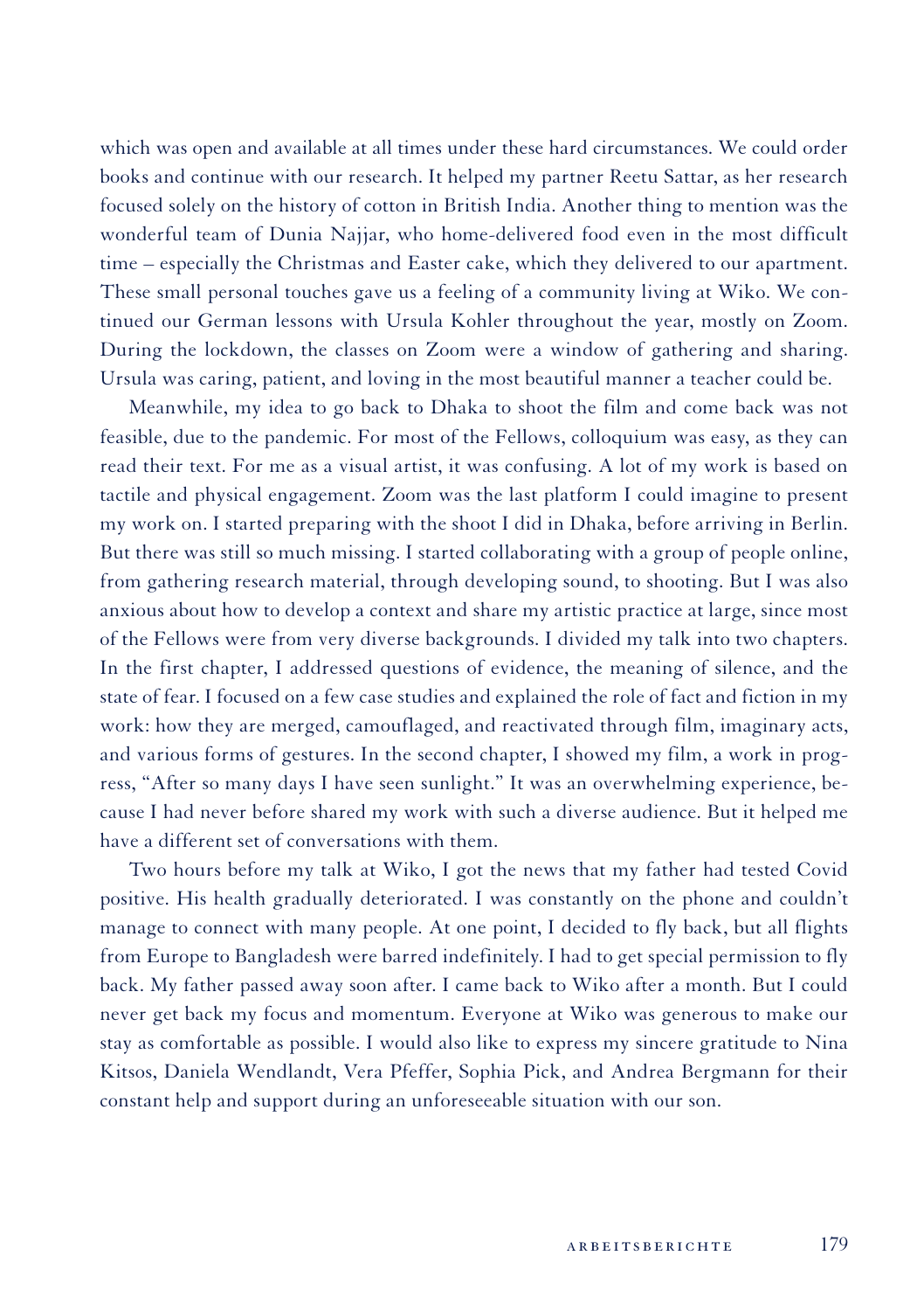which was open and available at all times under these hard circumstances. We could order books and continue with our research. It helped my partner Reetu Sattar, as her research focused solely on the history of cotton in British India. Another thing to mention was the wonderful team of Dunia Najjar, who home-delivered food even in the most difficult time – especially the Christmas and Easter cake, which they delivered to our apartment. These small personal touches gave us a feeling of a community living at Wiko. We continued our German lessons with Ursula Kohler throughout the year, mostly on Zoom. During the lockdown, the classes on Zoom were a window of gathering and sharing. Ursula was caring, patient, and loving in the most beautiful manner a teacher could be.

Meanwhile, my idea to go back to Dhaka to shoot the film and come back was not feasible, due to the pandemic. For most of the Fellows, colloquium was easy, as they can read their text. For me as a visual artist, it was confusing. A lot of my work is based on tactile and physical engagement. Zoom was the last platform I could imagine to present my work on. I started preparing with the shoot I did in Dhaka, before arriving in Berlin. But there was still so much missing. I started collaborating with a group of people online, from gathering research material, through developing sound, to shooting. But I was also anxious about how to develop a context and share my artistic practice at large, since most of the Fellows were from very diverse backgrounds. I divided my talk into two chapters. In the first chapter, I addressed questions of evidence, the meaning of silence, and the state of fear. I focused on a few case studies and explained the role of fact and fiction in my work: how they are merged, camouflaged, and reactivated through film, imaginary acts, and various forms of gestures. In the second chapter, I showed my film, a work in progress, "After so many days I have seen sunlight." It was an overwhelming experience, because I had never before shared my work with such a diverse audience. But it helped me have a different set of conversations with them.

Two hours before my talk at Wiko, I got the news that my father had tested Covid positive. His health gradually deteriorated. I was constantly on the phone and couldn't manage to connect with many people. At one point, I decided to fly back, but all flights from Europe to Bangladesh were barred indefinitely. I had to get special permission to fly back. My father passed away soon after. I came back to Wiko after a month. But I could never get back my focus and momentum. Everyone at Wiko was generous to make our stay as comfortable as possible. I would also like to express my sincere gratitude to Nina Kitsos, Daniela Wendlandt, Vera Pfeffer, Sophia Pick, and Andrea Bergmann for their constant help and support during an unforeseeable situation with our son.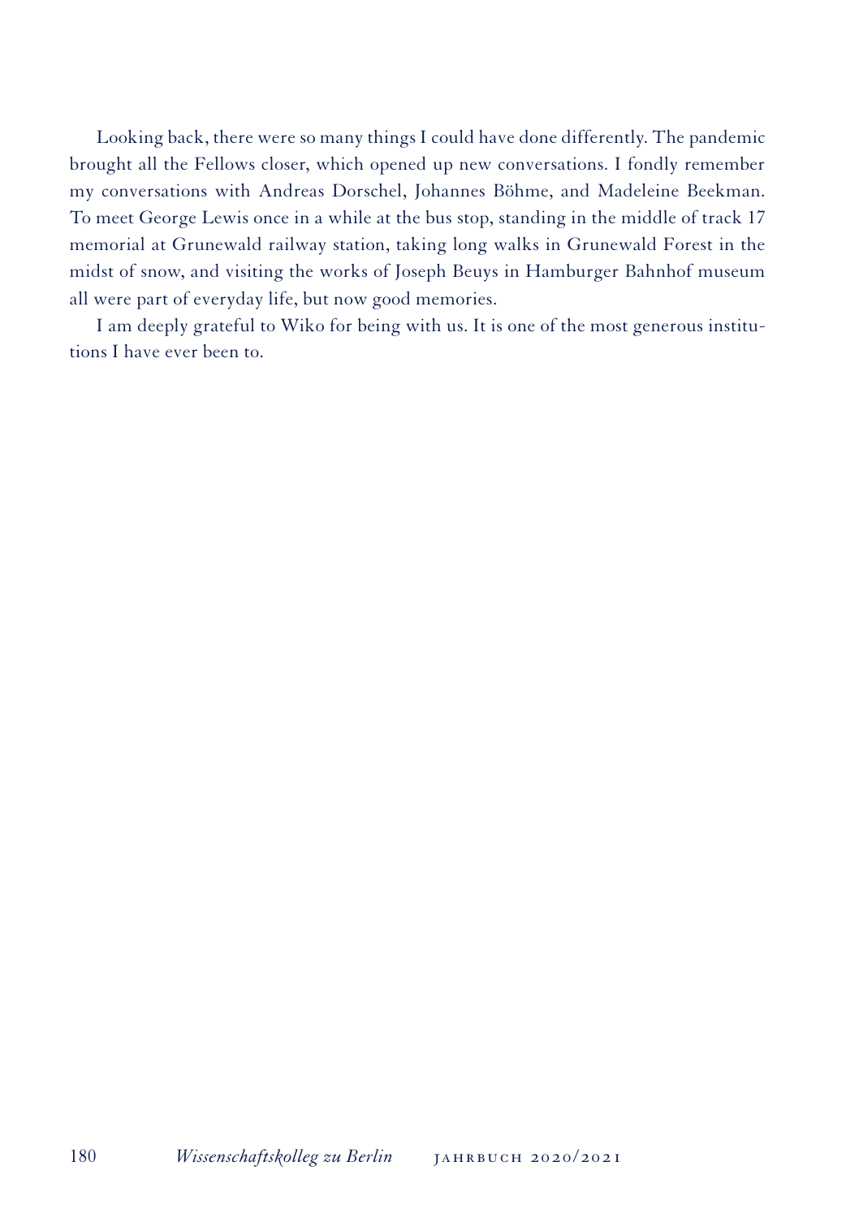Looking back, there were so many things I could have done differently. The pandemic brought all the Fellows closer, which opened up new conversations. I fondly remember my conversations with Andreas Dorschel, Johannes Böhme, and Madeleine Beekman. To meet George Lewis once in a while at the bus stop, standing in the middle of track 17 memorial at Grunewald railway station, taking long walks in Grunewald Forest in the midst of snow, and visiting the works of Joseph Beuys in Hamburger Bahnhof museum all were part of everyday life, but now good memories.

I am deeply grateful to Wiko for being with us. It is one of the most generous institutions I have ever been to.